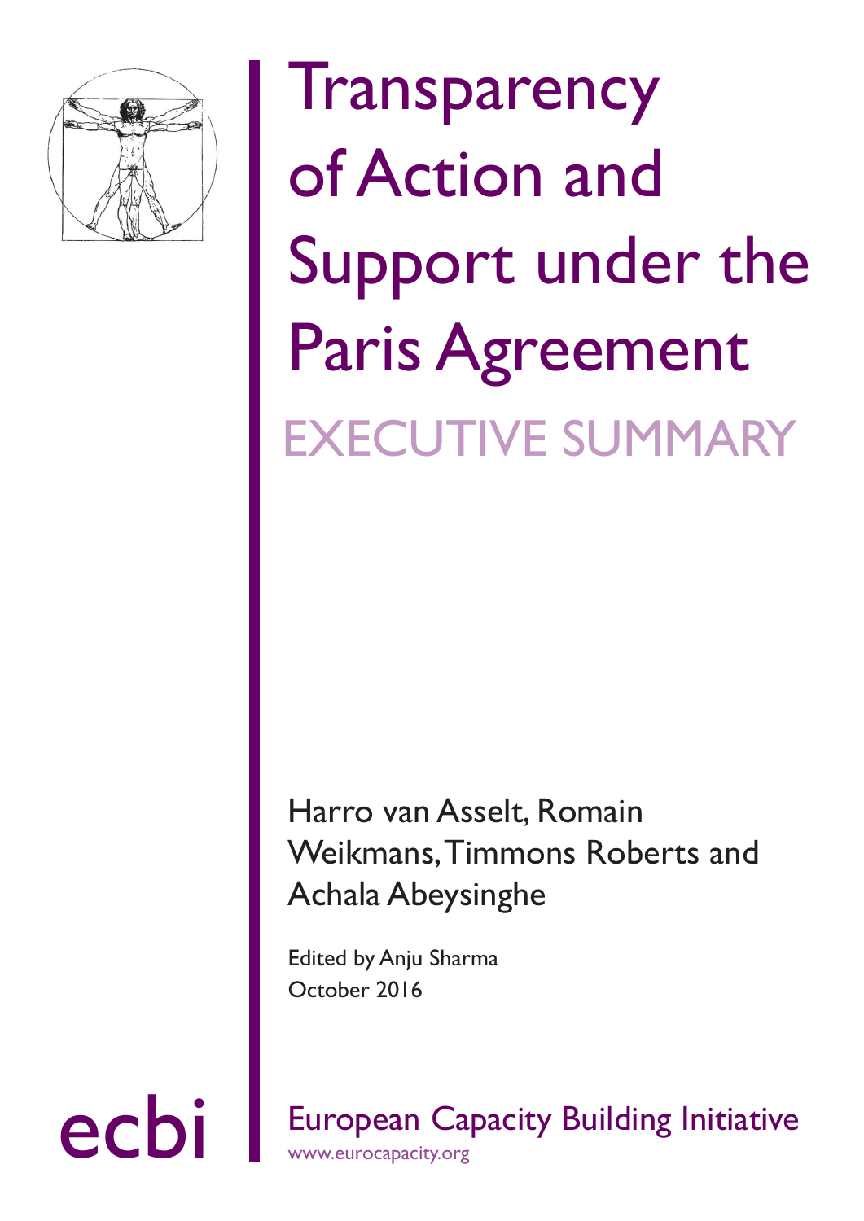# Transparency of Action and Support under the Paris Agreement

## EXECUTIVE SUMMARY

Harro van Asselt, Romain Weikmans, Timmons Roberts and Achala Abeysinghe

Edited by Anju Sharma
October 2016

ecbi

European Capacity Building Initiative
www.eurocapacity.org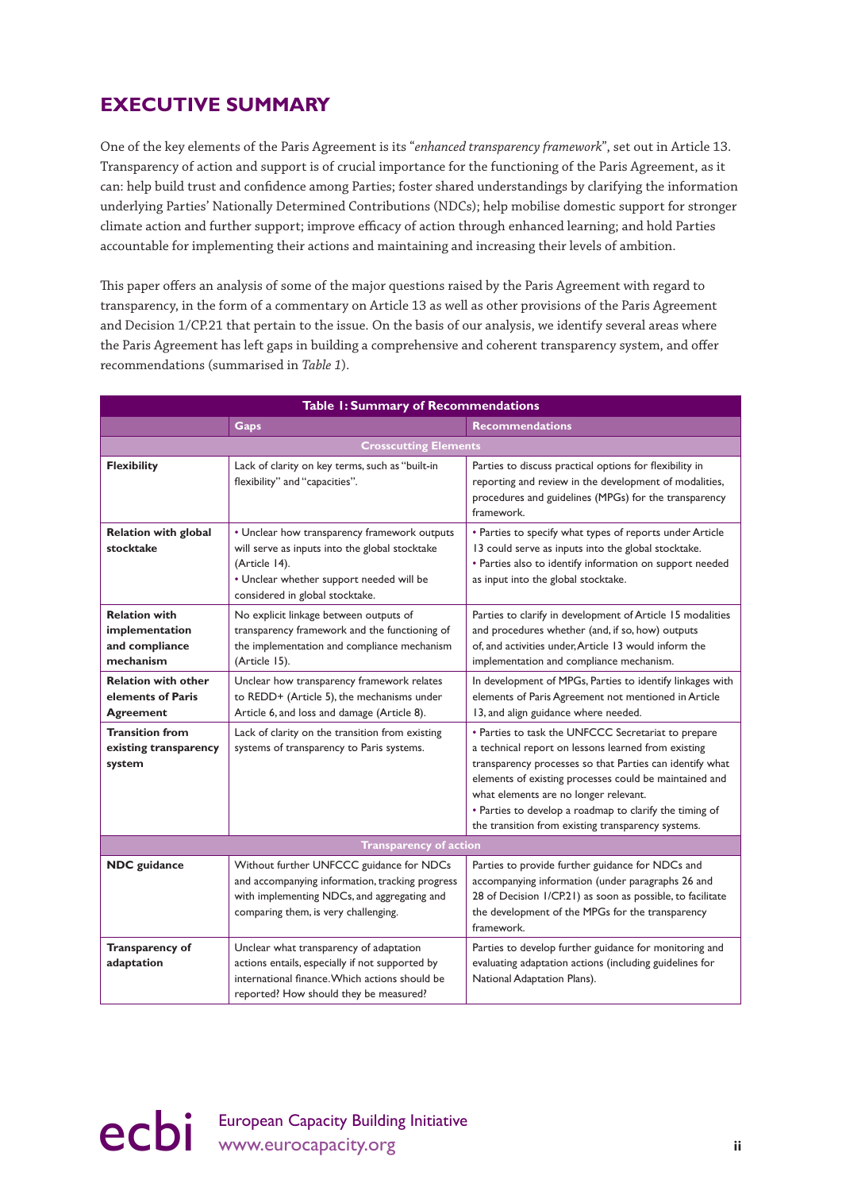## EXECUTIVE SUMMARY

One of the key elements of the Paris Agreement is its "*enhanced transparency framework*", set out in Article 13. Transparency of action and support is of crucial importance for the functioning of the Paris Agreement, as it can: help build trust and confidence among Parties; foster shared understandings by clarifying the information underlying Parties' Nationally Determined Contributions (NDCs); help mobilise domestic support for stronger climate action and further support; improve efficacy of action through enhanced learning; and hold Parties accountable for implementing their actions and maintaining and increasing their levels of ambition.

This paper offers an analysis of some of the major questions raised by the Paris Agreement with regard to transparency, in the form of a commentary on Article 13 as well as other provisions of the Paris Agreement and Decision 1/CP.21 that pertain to the issue. On the basis of our analysis, we identify several areas where the Paris Agreement has left gaps in building a comprehensive and coherent transparency system, and offer recommendations (summarised in *Table 1*).

**Table 1: Summary of Recommendations**

| | Gaps | Recommendations |
|---|---|---|
| **Crosscutting Elements** | | |
| **Flexibility** | Lack of clarity on key terms, such as "built-in flexibility" and "capacities". | Parties to discuss practical options for flexibility in reporting and review in the development of modalities, procedures and guidelines (MPGs) for the transparency framework. |
| **Relation with global stocktake** | • Unclear how transparency framework outputs will serve as inputs into the global stocktake (Article 14).<br>• Unclear whether support needed will be considered in global stocktake. | • Parties to specify what types of reports under Article 13 could serve as inputs into the global stocktake.<br>• Parties also to identify information on support needed as input into the global stocktake. |
| **Relation with implementation and compliance mechanism** | No explicit linkage between outputs of transparency framework and the functioning of the implementation and compliance mechanism (Article 15). | Parties to clarify in development of Article 15 modalities and procedures whether (and, if so, how) outputs of, and activities under, Article 13 would inform the implementation and compliance mechanism. |
| **Relation with other elements of Paris Agreement** | Unclear how transparency framework relates to REDD+ (Article 5), the mechanisms under Article 6, and loss and damage (Article 8). | In development of MPGs, Parties to identify linkages with elements of Paris Agreement not mentioned in Article 13, and align guidance where needed. |
| **Transition from existing transparency system** | Lack of clarity on the transition from existing systems of transparency to Paris systems. | • Parties to task the UNFCCC Secretariat to prepare a technical report on lessons learned from existing transparency processes so that Parties can identify what elements of existing processes could be maintained and what elements are no longer relevant.<br>• Parties to develop a roadmap to clarify the timing of the transition from existing transparency systems. |
| **Transparency of action** | | |
| **NDC guidance** | Without further UNFCCC guidance for NDCs and accompanying information, tracking progress with implementing NDCs, and aggregating and comparing them, is very challenging. | Parties to provide further guidance for NDCs and accompanying information (under paragraphs 26 and 28 of Decision 1/CP.21) as soon as possible, to facilitate the development of the MPGs for the transparency framework. |
| **Transparency of adaptation** | Unclear what transparency of adaptation actions entails, especially if not supported by international finance. Which actions should be reported? How should they be measured? | Parties to develop further guidance for monitoring and evaluating adaptation actions (including guidelines for National Adaptation Plans). |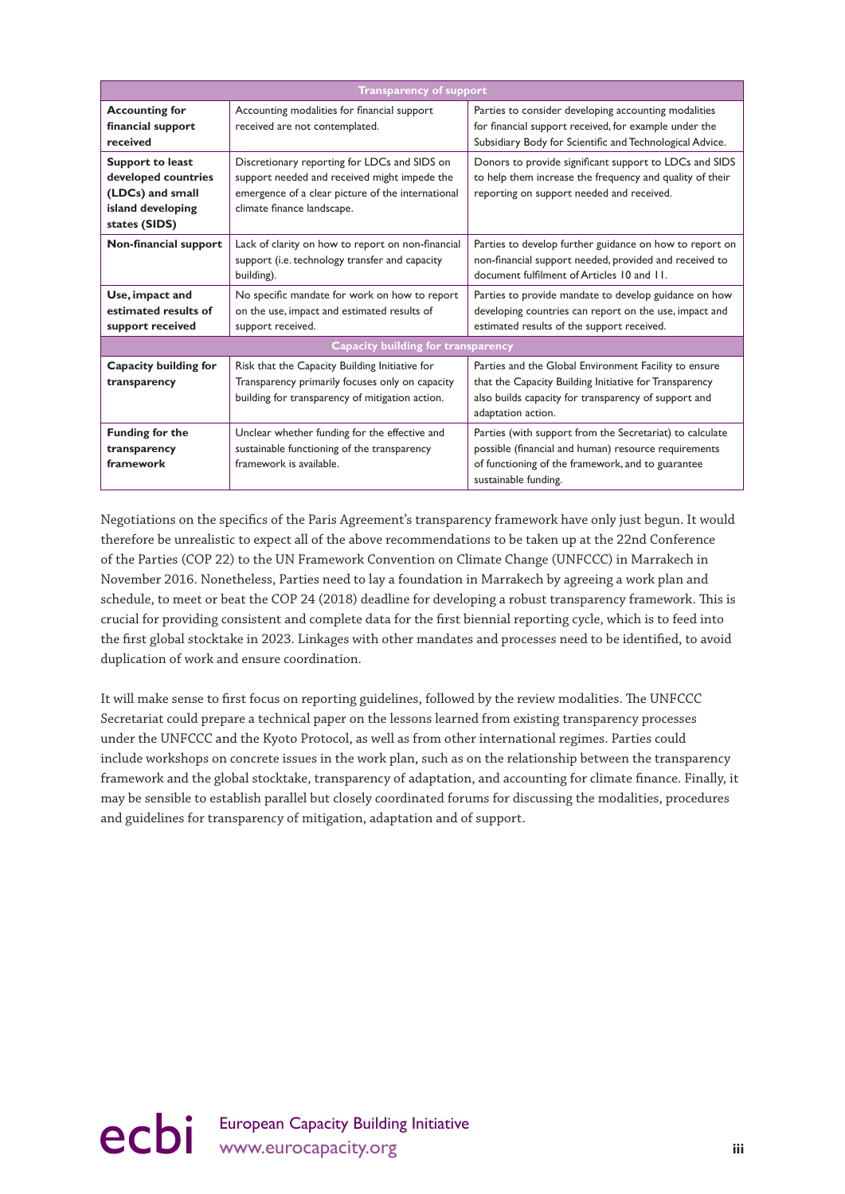| | | |
|---|---|---|
| **Transparency of support** | | |
| **Accounting for financial support received** | Accounting modalities for financial support received are not contemplated. | Parties to consider developing accounting modalities for financial support received, for example under the Subsidiary Body for Scientific and Technological Advice. |
| **Support to least developed countries (LDCs) and small island developing states (SIDS)** | Discretionary reporting for LDCs and SIDS on support needed and received might impede the emergence of a clear picture of the international climate finance landscape. | Donors to provide significant support to LDCs and SIDS to help them increase the frequency and quality of their reporting on support needed and received. |
| **Non-financial support** | Lack of clarity on how to report on non-financial support (i.e. technology transfer and capacity building). | Parties to develop further guidance on how to report on non-financial support needed, provided and received to document fulfilment of Articles 10 and 11. |
| **Use, impact and estimated results of support received** | No specific mandate for work on how to report on the use, impact and estimated results of support received. | Parties to provide mandate to develop guidance on how developing countries can report on the use, impact and estimated results of the support received. |
| **Capacity building for transparency** | | |
| **Capacity building for transparency** | Risk that the Capacity Building Initiative for Transparency primarily focuses only on capacity building for transparency of mitigation action. | Parties and the Global Environment Facility to ensure that the Capacity Building Initiative for Transparency also builds capacity for transparency of support and adaptation action. |
| **Funding for the transparency framework** | Unclear whether funding for the effective and sustainable functioning of the transparency framework is available. | Parties (with support from the Secretariat) to calculate possible (financial and human) resource requirements of functioning of the framework, and to guarantee sustainable funding. |

Negotiations on the specifics of the Paris Agreement's transparency framework have only just begun. It would therefore be unrealistic to expect all of the above recommendations to be taken up at the 22nd Conference of the Parties (COP 22) to the UN Framework Convention on Climate Change (UNFCCC) in Marrakech in November 2016. Nonetheless, Parties need to lay a foundation in Marrakech by agreeing a work plan and schedule, to meet or beat the COP 24 (2018) deadline for developing a robust transparency framework. This is crucial for providing consistent and complete data for the first biennial reporting cycle, which is to feed into the first global stocktake in 2023. Linkages with other mandates and processes need to be identified, to avoid duplication of work and ensure coordination.

It will make sense to first focus on reporting guidelines, followed by the review modalities. The UNFCCC Secretariat could prepare a technical paper on the lessons learned from existing transparency processes under the UNFCCC and the Kyoto Protocol, as well as from other international regimes. Parties could include workshops on concrete issues in the work plan, such as on the relationship between the transparency framework and the global stocktake, transparency of adaptation, and accounting for climate finance. Finally, it may be sensible to establish parallel but closely coordinated forums for discussing the modalities, procedures and guidelines for transparency of mitigation, adaptation and of support.